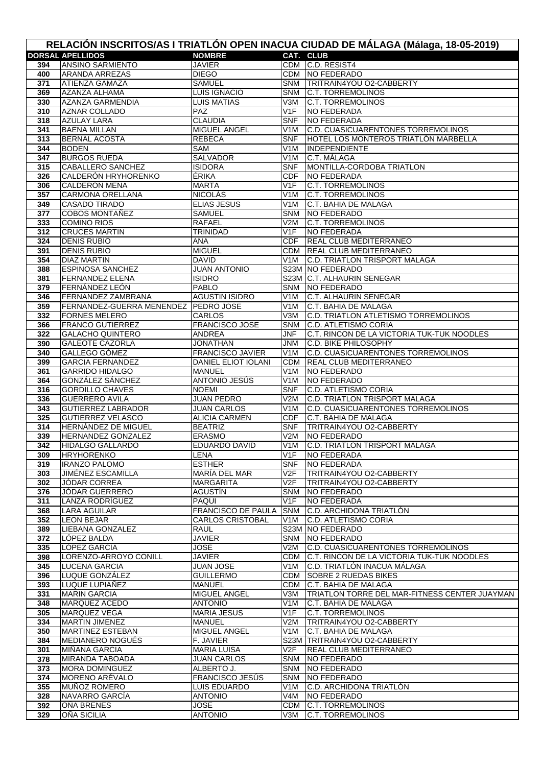# RELACIÓN INSCRITOS/AS I TRIATLÓN OPEN INACUA CIUDAD DE MÁLAGA (Málaga, 18-05-2019)

| DORSAL | APELLIDOS | NOMBRE | CAT. | CLUB |
|---|---|---|---|---|
| 394 | ANSINO SARMIENTO | JAVIER | CDM | C.D. RESIST4 |
| 400 | ARANDA ARREZAS | DIEGO | CDM | NO FEDERADO |
| 371 | ATIENZA GAMAZA | SAMUEL | SNM | TRITRAIN4YOU O2-CABBERTY |
| 369 | AZANZA ALHAMA | LUIS IGNACIO | SNM | C.T. TORREMOLINOS |
| 330 | AZANZA GARMENDIA | LUIS MATIAS | V3M | C.T. TORREMOLINOS |
| 310 | AZNAR COLLADO | PAZ | V1F | NO FEDERADA |
| 318 | AZULAY LARA | CLAUDIA | SNF | NO FEDERADA |
| 341 | BAENA MILLAN | MIGUEL ANGEL | V1M | C.D. CUASICUARENTONES TORREMOLINOS |
| 313 | BERNAL ACOSTA | REBECA | SNF | HOTEL LOS MONTEROS TRIATLÓN MARBELLA |
| 344 | BODEN | SAM | V1M | INDEPENDIENTE |
| 347 | BURGOS RUEDA | SALVADOR | V1M | C.T. MÁLAGA |
| 315 | CABALLERO SANCHEZ | ISIDORA | SNF | MONTILLA-CORDOBA TRIATLON |
| 326 | CALDERÓN HRYHORENKO | ÉRIKA | CDF | NO FEDERADA |
| 306 | CALDERÓN MENA | MARTA | V1F | C.T. TORREMOLINOS |
| 357 | CARMONA ORELLANA | NICOLÁS | V1M | C.T. TORREMOLINOS |
| 349 | CASADO TIRADO | ELIAS JESUS | V1M | C.T. BAHIA DE MALAGA |
| 377 | COBOS MONTAÑEZ | SAMUEL | SNM | NO FEDERADO |
| 333 | COMINO RIOS | RAFAEL | V2M | C.T. TORREMOLINOS |
| 312 | CRUCES MARTIN | TRINIDAD | V1F | NO FEDERADA |
| 324 | DENIS RUBIO | ANA | CDF | REAL CLUB MEDITERRANEO |
| 391 | DENIS RUBIO | MIGUEL | CDM | REAL CLUB MEDITERRANEO |
| 354 | DIAZ MARTIN | DAVID | V1M | C.D. TRIATLON TRISPORT MALAGA |
| 388 | ESPINOSA SANCHEZ | JUAN ANTONIO | S23M | NO FEDERADO |
| 381 | FERNANDEZ ELENA | ISIDRO | S23M | C.T. ALHAURIN SENEGAR |
| 379 | FERNÁNDEZ LEÓN | PABLO | SNM | NO FEDERADO |
| 346 | FERNANDEZ ZAMBRANA | AGUSTIN ISIDRO | V1M | C.T. ALHAURIN SENEGAR |
| 359 | FERNANDEZ-GUERRA MENENDEZ | PEDRO JOSE | V1M | C.T. BAHIA DE MALAGA |
| 332 | FORNES MELERO | CARLOS | V3M | C.D. TRIATLON ATLETISMO TORREMOLINOS |
| 366 | FRANCO GUTIERREZ | FRANCISCO JOSE | SNM | C.D. ATLETISMO CORIA |
| 322 | GALACHO QUINTERO | ANDREA | JNF | C.T. RINCON DE LA VICTORIA TUK-TUK NOODLES |
| 390 | GALEOTE CAZORLA | JONATHAN | JNM | C.D. BIKE PHILOSOPHY |
| 340 | GALLEGO GÓMEZ | FRANCISCO JAVIER | V1M | C.D. CUASICUARENTONES TORREMOLINOS |
| 399 | GARCIA FERNANDEZ | DANIEL ELIOT IOLANI | CDM | REAL CLUB MEDITERRANEO |
| 361 | GARRIDO HIDALGO | MANUEL | V1M | NO FEDERADO |
| 364 | GONZÁLEZ SÁNCHEZ | ANTONIO JESÚS | V1M | NO FEDERADO |
| 316 | GORDILLO CHAVES | NOEMI | SNF | C.D. ATLETISMO CORIA |
| 336 | GUERRERO AVILA | JUAN PEDRO | V2M | C.D. TRIATLON TRISPORT MALAGA |
| 343 | GUTIERREZ LABRADOR | JUAN CARLOS | V1M | C.D. CUASICUARENTONES TORREMOLINOS |
| 325 | GUTIERREZ VELASCO | ALICIA CARMEN | CDF | C.T. BAHIA DE MALAGA |
| 314 | HERNÁNDEZ DE MIGUEL | BEATRIZ | SNF | TRITRAIN4YOU O2-CABBERTY |
| 339 | HERNANDEZ GONZALEZ | ERASMO | V2M | NO FEDERADO |
| 342 | HIDALGO GALLARDO | EDUARDO DAVID | V1M | C.D. TRIATLON TRISPORT MALAGA |
| 309 | HRYHORENKO | LENA | V1F | NO FEDERADA |
| 319 | IRANZO PALOMO | ESTHER | SNF | NO FEDERADA |
| 303 | JIMÉNEZ ESCAMILLA | MARÍA DEL MAR | V2F | TRITRAIN4YOU O2-CABBERTY |
| 302 | JÓDAR CORREA | MARGARITA | V2F | TRITRAIN4YOU O2-CABBERTY |
| 376 | JÓDAR GUERRERO | AGUSTÍN | SNM | NO FEDERADO |
| 311 | LANZA RODRÌGUEZ | PAQUI | V1F | NO FEDERADA |
| 368 | LARA AGUILAR | FRANCISCO DE PAULA | SNM | C.D. ARCHIDONA TRIATLÓN |
| 352 | LEON BEJAR | CARLOS CRISTOBAL | V1M | C.D. ATLETISMO CORIA |
| 389 | LIEBANA GONZALEZ | RAUL | S23M | NO FEDERADO |
| 372 | LÓPEZ BALDA | JAVIER | SNM | NO FEDERADO |
| 335 | LÓPEZ GARCÍA | JOSÉ | V2M | C.D. CUASICUARENTONES TORREMOLINOS |
| 398 | LORENZO-ARROYO CONILL | JAVIER | CDM | C.T. RINCON DE LA VICTORIA TUK-TUK NOODLES |
| 345 | LUCENA GARCIA | JUAN JOSE | V1M | C.D. TRIATLÓN INACUA MÁLAGA |
| 396 | LUQUE GONZÁLEZ | GUILLERMO | CDM | SOBRE 2 RUEDAS BIKES |
| 393 | LUQUE LUPIAÑEZ | MANUEL | CDM | C.T. BAHIA DE MALAGA |
| 331 | MARIN GARCIA | MIGUEL ANGEL | V3M | TRIATLON TORRE DEL MAR-FITNESS CENTER JUAYMAN |
| 348 | MARQUEZ ACEDO | ANTONIO | V1M | C.T. BAHIA DE MALAGA |
| 305 | MARQUEZ VEGA | MARIA JESUS | V1F | C.T. TORREMOLINOS |
| 334 | MARTIN JIMENEZ | MANUEL | V2M | TRITRAIN4YOU O2-CABBERTY |
| 350 | MARTINEZ ESTEBAN | MIGUEL ANGEL | V1M | C.T. BAHIA DE MALAGA |
| 384 | MEDIANERO NOGUÉS | F. JAVIER | S23M | TRITRAIN4YOU O2-CABBERTY |
| 301 | MIÑANA GARCIA | MARIA LUISA | V2F | REAL CLUB MEDITERRANEO |
| 378 | MIRANDA TABOADA | JUAN CARLOS | SNM | NO FEDERADO |
| 373 | MORA DOMINGUEZ | ALBERTO J. | SNM | NO FEDERADO |
| 374 | MORENO ARÉVALO | FRANCISCO JESÚS | SNM | NO FEDERADO |
| 355 | MUÑOZ ROMERO | LUIS EDUARDO | V1M | C.D. ARCHIDONA TRIATLÓN |
| 328 | NAVARRO GARCÍA | ANTONIO | V4M | NO FEDERADO |
| 392 | OÑA BRENES | JOSE | CDM | C.T. TORREMOLINOS |
| 329 | OÑA SICILIA | ANTONIO | V3M | C.T. TORREMOLINOS |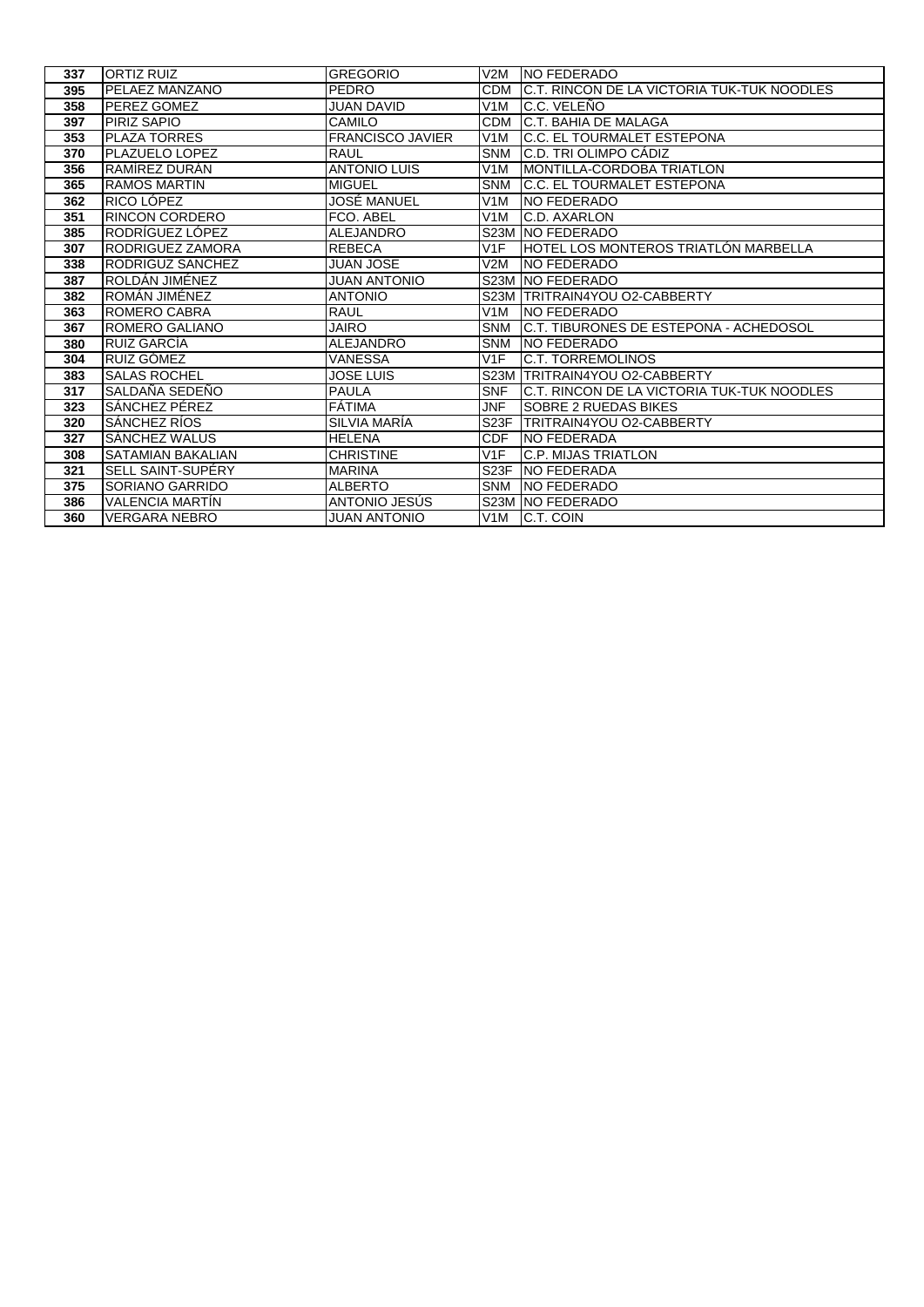| | | | | |
|---|---|---|---|---|
| 337 | ORTIZ RUIZ | GREGORIO | V2M | NO FEDERADO |
| 395 | PELAEZ MANZANO | PEDRO | CDM | C.T. RINCON DE LA VICTORIA TUK-TUK NOODLES |
| 358 | PEREZ GOMEZ | JUAN DAVID | V1M | C.C. VELEÑO |
| 397 | PIRIZ SAPIO | CAMILO | CDM | C.T. BAHIA DE MALAGA |
| 353 | PLAZA TORRES | FRANCISCO JAVIER | V1M | C.C. EL TOURMALET ESTEPONA |
| 370 | PLAZUELO LOPEZ | RAUL | SNM | C.D. TRI OLIMPO CÁDIZ |
| 356 | RAMÍREZ DURÁN | ANTONIO LUIS | V1M | MONTILLA-CORDOBA TRIATLON |
| 365 | RAMOS MARTIN | MIGUEL | SNM | C.C. EL TOURMALET ESTEPONA |
| 362 | RICO LÓPEZ | JOSÉ MANUEL | V1M | NO FEDERADO |
| 351 | RINCON CORDERO | FCO. ABEL | V1M | C.D. AXARLON |
| 385 | RODRÍGUEZ LÓPEZ | ALEJANDRO | S23M | NO FEDERADO |
| 307 | RODRIGUEZ ZAMORA | REBECA | V1F | HOTEL LOS MONTEROS TRIATLÓN MARBELLA |
| 338 | RODRIGUZ SANCHEZ | JUAN JOSE | V2M | NO FEDERADO |
| 387 | ROLDÁN JIMÉNEZ | JUAN ANTONIO | S23M | NO FEDERADO |
| 382 | ROMÁN JIMÉNEZ | ANTONIO | S23M | TRITRAIN4YOU O2-CABBERTY |
| 363 | ROMERO CABRA | RAUL | V1M | NO FEDERADO |
| 367 | ROMERO GALIANO | JAIRO | SNM | C.T. TIBURONES DE ESTEPONA - ACHEDOSOL |
| 380 | RUIZ GARCÍA | ALEJANDRO | SNM | NO FEDERADO |
| 304 | RUIZ GÓMEZ | VANESSA | V1F | C.T. TORREMOLINOS |
| 383 | SALAS ROCHEL | JOSE LUIS | S23M | TRITRAIN4YOU O2-CABBERTY |
| 317 | SALDAÑA SEDEÑO | PAULA | SNF | C.T. RINCON DE LA VICTORIA TUK-TUK NOODLES |
| 323 | SÁNCHEZ PÉREZ | FÁTIMA | JNF | SOBRE 2 RUEDAS BIKES |
| 320 | SÁNCHEZ RÍOS | SILVIA MARÍA | S23F | TRITRAIN4YOU O2-CABBERTY |
| 327 | SÁNCHEZ WALUS | HELENA | CDF | NO FEDERADA |
| 308 | SATAMIAN BAKALIAN | CHRISTINE | V1F | C.P. MIJAS TRIATLON |
| 321 | SELL SAINT-SUPÉRY | MARINA | S23F | NO FEDERADA |
| 375 | SORIANO GARRIDO | ALBERTO | SNM | NO FEDERADO |
| 386 | VALENCIA MARTÍN | ANTONIO JESÚS | S23M | NO FEDERADO |
| 360 | VERGARA NEBRO | JUAN ANTONIO | V1M | C.T. COIN |